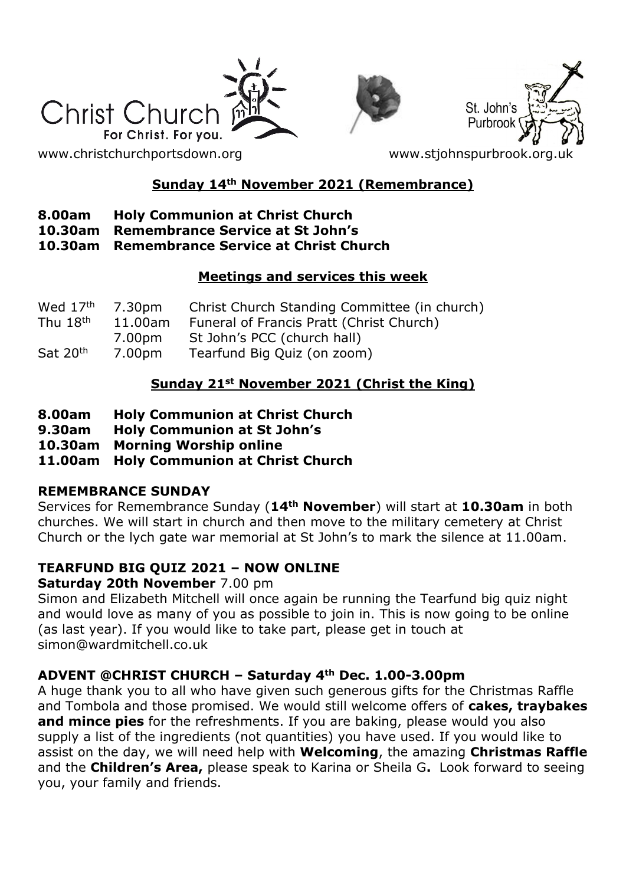Christ Church
For Christ. For you.

St. John's Purbrook

www.christchurchportsdown.org www.stjohnspurbrook.org.uk

**Sunday 14th November 2021 (Remembrance)**

**8.00am Holy Communion at Christ Church**
**10.30am Remembrance Service at St John's**
**10.30am Remembrance Service at Christ Church**

**Meetings and services this week**

| | | |
|---|---|---|
| Wed 17th | 7.30pm | Christ Church Standing Committee (in church) |
| Thu 18th | 11.00am | Funeral of Francis Pratt (Christ Church) |
| | 7.00pm | St John's PCC (church hall) |
| Sat 20th | 7.00pm | Tearfund Big Quiz (on zoom) |

**Sunday 21st November 2021 (Christ the King)**

**8.00am Holy Communion at Christ Church**
**9.30am Holy Communion at St John's**
**10.30am Morning Worship online**
**11.00am Holy Communion at Christ Church**

**REMEMBRANCE SUNDAY**

Services for Remembrance Sunday (**14th November**) will start at **10.30am** in both churches. We will start in church and then move to the military cemetery at Christ Church or the lych gate war memorial at St John's to mark the silence at 11.00am.

**TEARFUND BIG QUIZ 2021 – NOW ONLINE**

**Saturday 20th November** 7.00 pm

Simon and Elizabeth Mitchell will once again be running the Tearfund big quiz night and would love as many of you as possible to join in. This is now going to be online (as last year). If you would like to take part, please get in touch at simon@wardmitchell.co.uk

**ADVENT @CHRIST CHURCH – Saturday 4th Dec. 1.00-3.00pm**

A huge thank you to all who have given such generous gifts for the Christmas Raffle and Tombola and those promised. We would still welcome offers of **cakes, traybakes and mince pies** for the refreshments. If you are baking, please would you also supply a list of the ingredients (not quantities) you have used. If you would like to assist on the day, we will need help with **Welcoming**, the amazing **Christmas Raffle** and the **Children's Area,** please speak to Karina or Sheila G**.** Look forward to seeing you, your family and friends.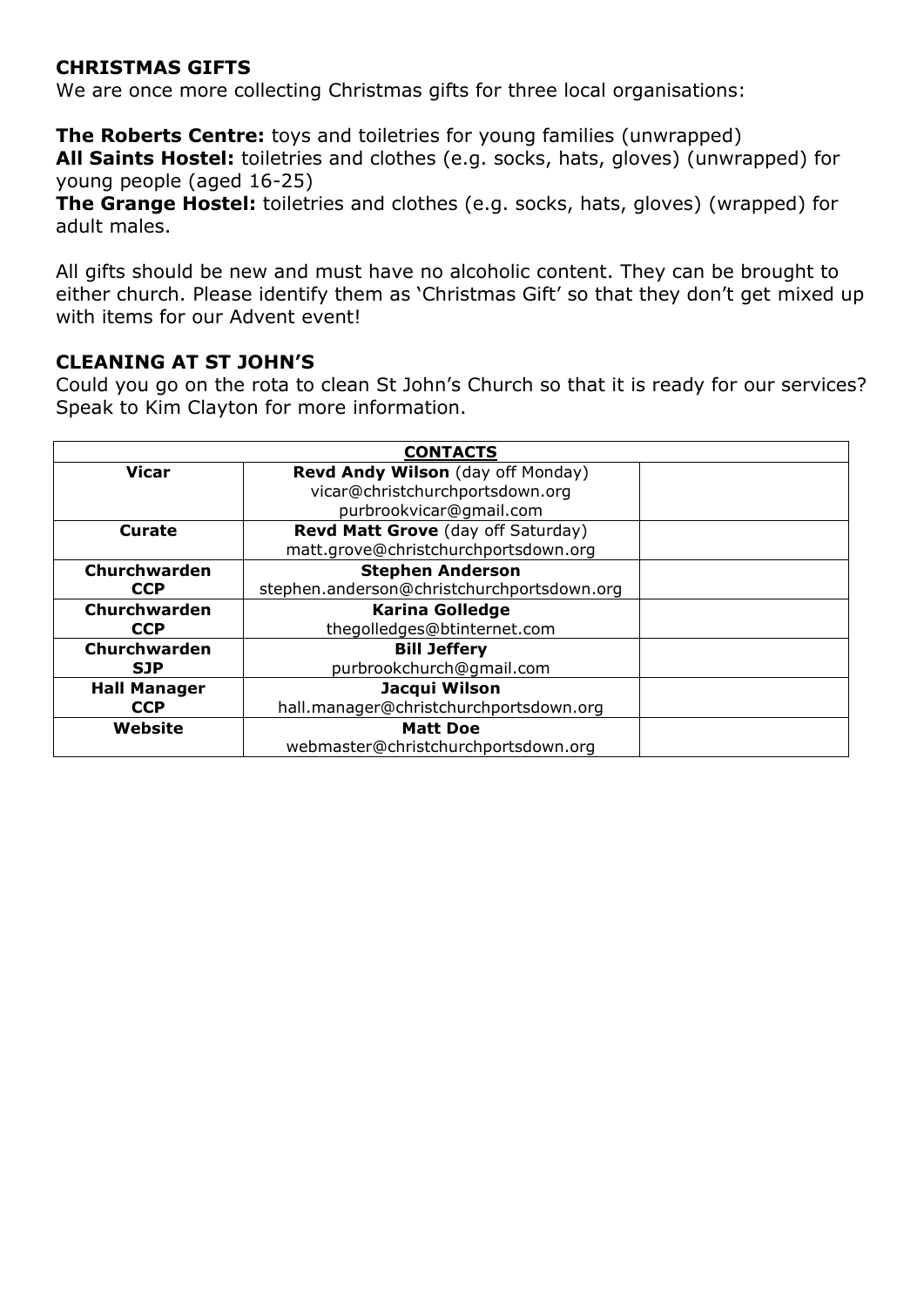## CHRISTMAS GIFTS

We are once more collecting Christmas gifts for three local organisations:

**The Roberts Centre:** toys and toiletries for young families (unwrapped)
**All Saints Hostel:** toiletries and clothes (e.g. socks, hats, gloves) (unwrapped) for young people (aged 16-25)
**The Grange Hostel:** toiletries and clothes (e.g. socks, hats, gloves) (wrapped) for adult males.

All gifts should be new and must have no alcoholic content. They can be brought to either church. Please identify them as 'Christmas Gift' so that they don't get mixed up with items for our Advent event!

## CLEANING AT ST JOHN'S

Could you go on the rota to clean St John's Church so that it is ready for our services? Speak to Kim Clayton for more information.

| **CONTACTS** | | |
|---|---|---|
| **Vicar** | **Revd Andy Wilson** (day off Monday)<br>vicar@christchurchportsdown.org<br>purbrookvicar@gmail.com | |
| **Curate** | **Revd Matt Grove** (day off Saturday)<br>matt.grove@christchurchportsdown.org | |
| **Churchwarden CCP** | **Stephen Anderson**<br>stephen.anderson@christchurchportsdown.org | |
| **Churchwarden CCP** | **Karina Golledge**<br>thegolledges@btinternet.com | |
| **Churchwarden SJP** | **Bill Jeffery**<br>purbrookchurch@gmail.com | |
| **Hall Manager CCP** | **Jacqui Wilson**<br>hall.manager@christchurchportsdown.org | |
| **Website** | **Matt Doe**<br>webmaster@christchurchportsdown.org | |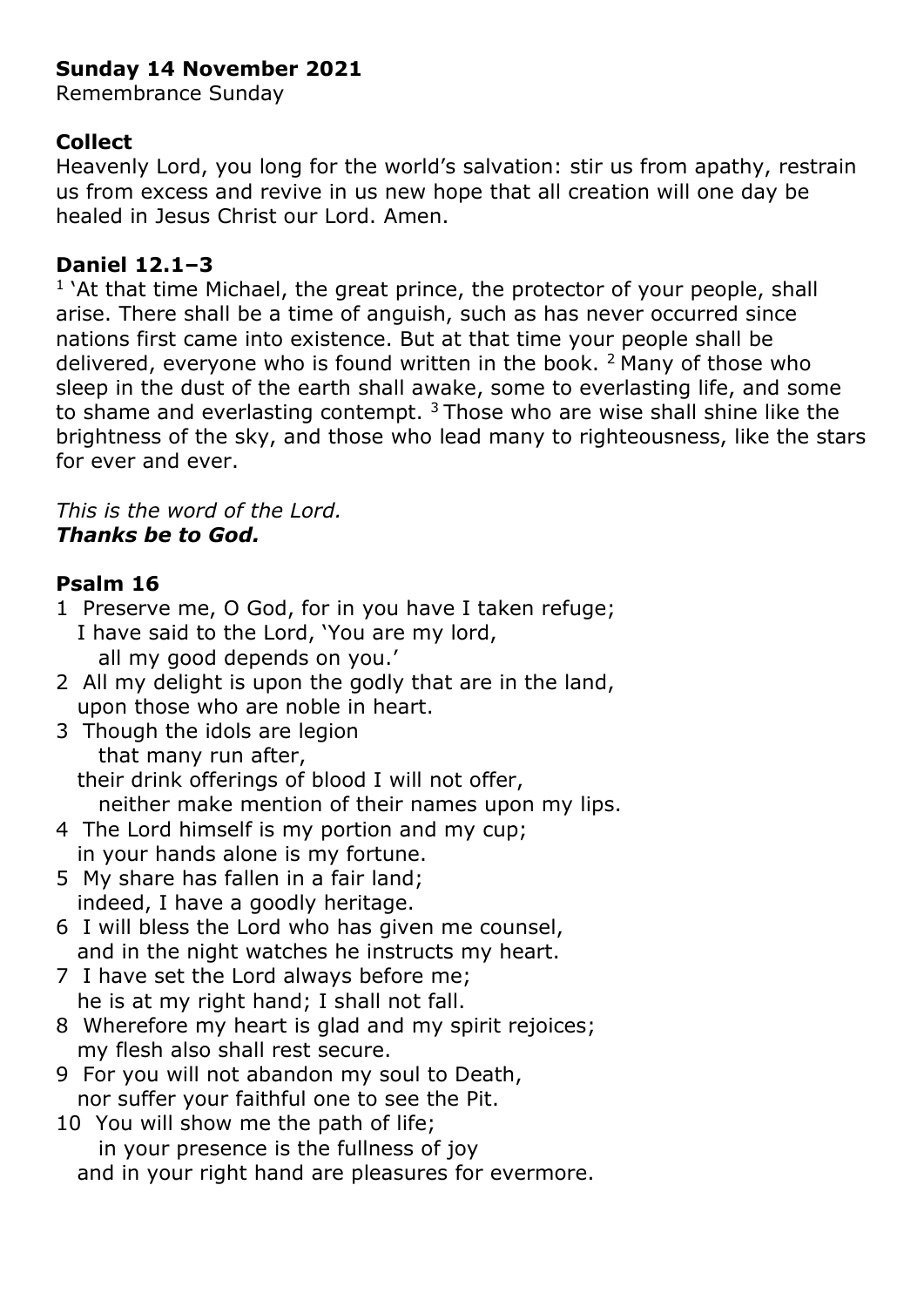**Sunday 14 November 2021**
Remembrance Sunday

## Collect

Heavenly Lord, you long for the world's salvation: stir us from apathy, restrain us from excess and revive in us new hope that all creation will one day be healed in Jesus Christ our Lord. Amen.

## Daniel 12.1–3

[1] 'At that time Michael, the great prince, the protector of your people, shall arise. There shall be a time of anguish, such as has never occurred since nations first came into existence. But at that time your people shall be delivered, everyone who is found written in the book. [2] Many of those who sleep in the dust of the earth shall awake, some to everlasting life, and some to shame and everlasting contempt. [3] Those who are wise shall shine like the brightness of the sky, and those who lead many to righteousness, like the stars for ever and ever.

*This is the word of the Lord.*
***Thanks be to God.***

## Psalm 16

1 Preserve me, O God, for in you have I taken refuge;
I have said to the Lord, 'You are my lord,
all my good depends on you.'
2 All my delight is upon the godly that are in the land,
upon those who are noble in heart.
3 Though the idols are legion
that many run after,
their drink offerings of blood I will not offer,
neither make mention of their names upon my lips.
4 The Lord himself is my portion and my cup;
in your hands alone is my fortune.
5 My share has fallen in a fair land;
indeed, I have a goodly heritage.
6 I will bless the Lord who has given me counsel,
and in the night watches he instructs my heart.
7 I have set the Lord always before me;
he is at my right hand; I shall not fall.
8 Wherefore my heart is glad and my spirit rejoices;
my flesh also shall rest secure.
9 For you will not abandon my soul to Death,
nor suffer your faithful one to see the Pit.
10 You will show me the path of life;
in your presence is the fullness of joy
and in your right hand are pleasures for evermore.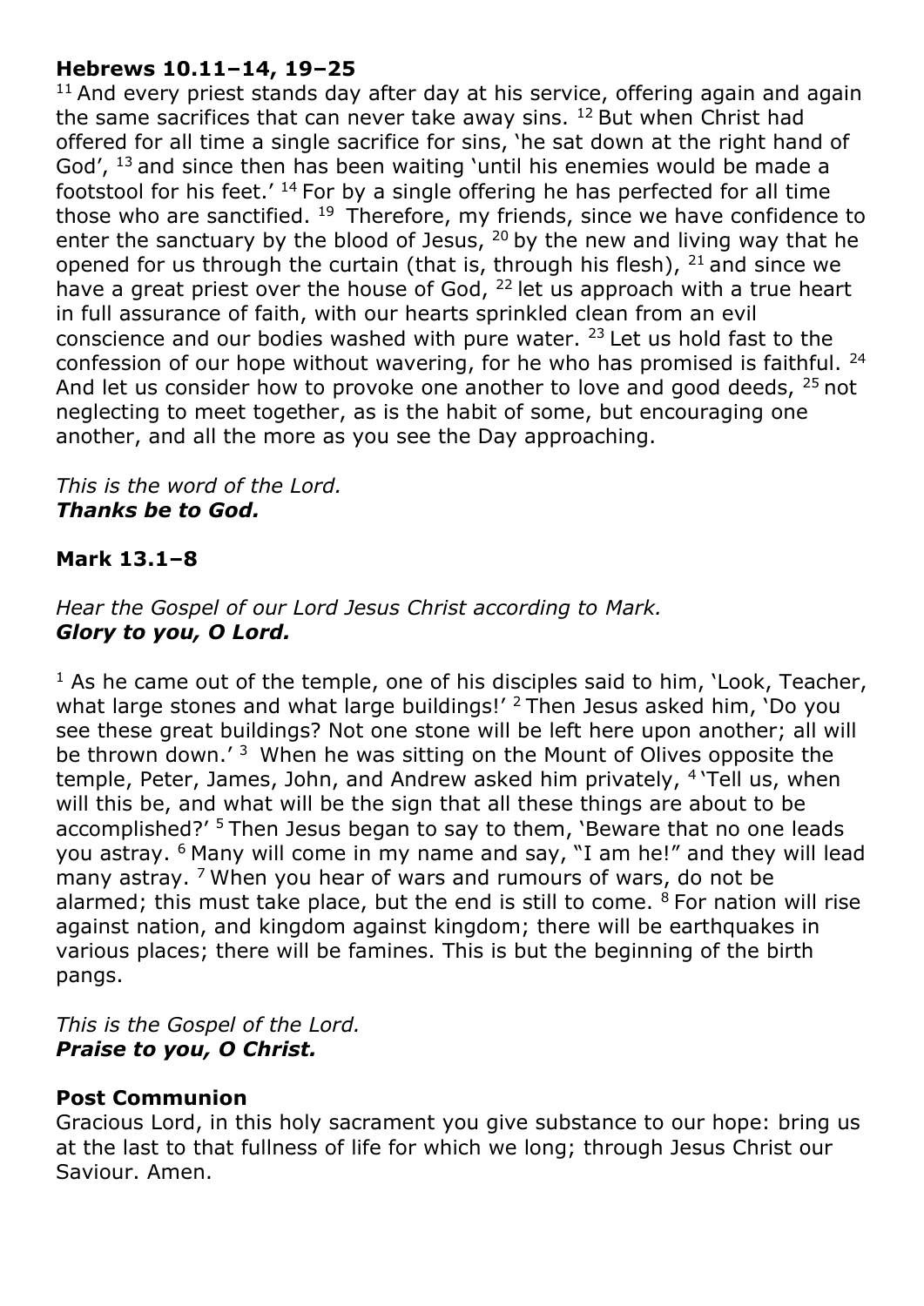**Hebrews 10.11–14, 19–25**

[11] And every priest stands day after day at his service, offering again and again the same sacrifices that can never take away sins. [12] But when Christ had offered for all time a single sacrifice for sins, 'he sat down at the right hand of God', [13] and since then has been waiting 'until his enemies would be made a footstool for his feet.' [14] For by a single offering he has perfected for all time those who are sanctified. [19] Therefore, my friends, since we have confidence to enter the sanctuary by the blood of Jesus, [20] by the new and living way that he opened for us through the curtain (that is, through his flesh), [21] and since we have a great priest over the house of God, [22] let us approach with a true heart in full assurance of faith, with our hearts sprinkled clean from an evil conscience and our bodies washed with pure water. [23] Let us hold fast to the confession of our hope without wavering, for he who has promised is faithful. [24] And let us consider how to provoke one another to love and good deeds, [25] not neglecting to meet together, as is the habit of some, but encouraging one another, and all the more as you see the Day approaching.

*This is the word of the Lord.*
***Thanks be to God.***

**Mark 13.1–8**

*Hear the Gospel of our Lord Jesus Christ according to Mark.*
***Glory to you, O Lord.***

[1] As he came out of the temple, one of his disciples said to him, 'Look, Teacher, what large stones and what large buildings!' [2] Then Jesus asked him, 'Do you see these great buildings? Not one stone will be left here upon another; all will be thrown down.' [3] When he was sitting on the Mount of Olives opposite the temple, Peter, James, John, and Andrew asked him privately, [4] 'Tell us, when will this be, and what will be the sign that all these things are about to be accomplished?' [5] Then Jesus began to say to them, 'Beware that no one leads you astray. [6] Many will come in my name and say, "I am he!" and they will lead many astray. [7] When you hear of wars and rumours of wars, do not be alarmed; this must take place, but the end is still to come. [8] For nation will rise against nation, and kingdom against kingdom; there will be earthquakes in various places; there will be famines. This is but the beginning of the birth pangs.

*This is the Gospel of the Lord.*
***Praise to you, O Christ.***

**Post Communion**

Gracious Lord, in this holy sacrament you give substance to our hope: bring us at the last to that fullness of life for which we long; through Jesus Christ our Saviour. Amen.